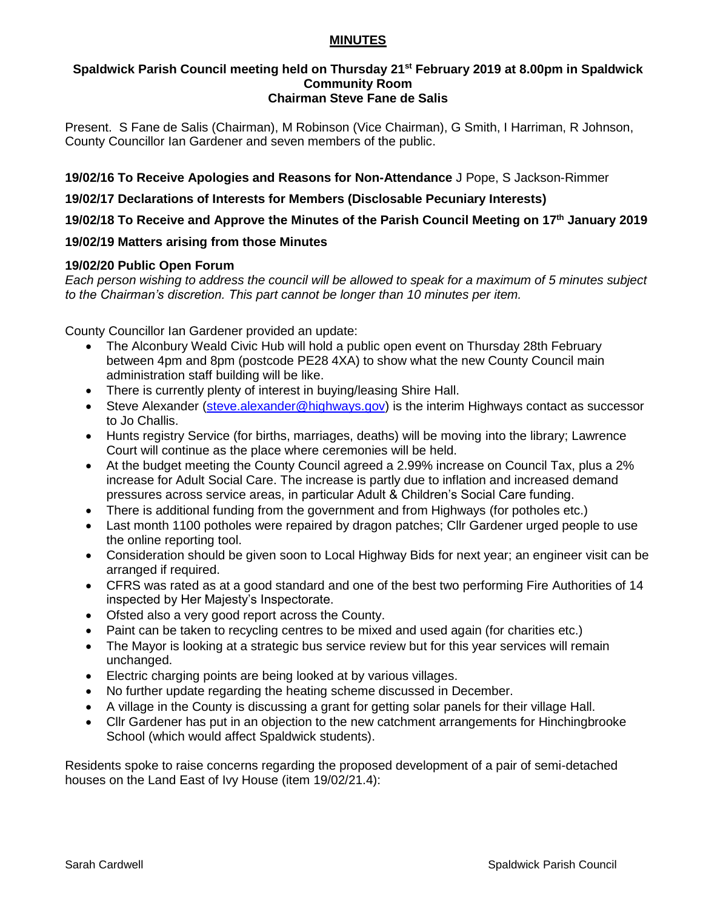# MINUTES

## Spaldwick Parish Council meeting held on Thursday 21st February 2019 at 8.00pm in Spaldwick Community Room
## Chairman Steve Fane de Salis

Present. S Fane de Salis (Chairman), M Robinson (Vice Chairman), G Smith, I Harriman, R Johnson, County Councillor Ian Gardener and seven members of the public.

**19/02/16 To Receive Apologies and Reasons for Non-Attendance** J Pope, S Jackson-Rimmer

**19/02/17 Declarations of Interests for Members (Disclosable Pecuniary Interests)**

**19/02/18 To Receive and Approve the Minutes of the Parish Council Meeting on 17th January 2019**

**19/02/19 Matters arising from those Minutes**

**19/02/20 Public Open Forum**

*Each person wishing to address the council will be allowed to speak for a maximum of 5 minutes subject to the Chairman's discretion. This part cannot be longer than 10 minutes per item.*

County Councillor Ian Gardener provided an update:

- The Alconbury Weald Civic Hub will hold a public open event on Thursday 28th February between 4pm and 8pm (postcode PE28 4XA) to show what the new County Council main administration staff building will be like.
- There is currently plenty of interest in buying/leasing Shire Hall.
- Steve Alexander (steve.alexander@highways.gov) is the interim Highways contact as successor to Jo Challis.
- Hunts registry Service (for births, marriages, deaths) will be moving into the library; Lawrence Court will continue as the place where ceremonies will be held.
- At the budget meeting the County Council agreed a 2.99% increase on Council Tax, plus a 2% increase for Adult Social Care. The increase is partly due to inflation and increased demand pressures across service areas, in particular Adult & Children's Social Care funding.
- There is additional funding from the government and from Highways (for potholes etc.)
- Last month 1100 potholes were repaired by dragon patches; Cllr Gardener urged people to use the online reporting tool.
- Consideration should be given soon to Local Highway Bids for next year; an engineer visit can be arranged if required.
- CFRS was rated as at a good standard and one of the best two performing Fire Authorities of 14 inspected by Her Majesty's Inspectorate.
- Ofsted also a very good report across the County.
- Paint can be taken to recycling centres to be mixed and used again (for charities etc.)
- The Mayor is looking at a strategic bus service review but for this year services will remain unchanged.
- Electric charging points are being looked at by various villages.
- No further update regarding the heating scheme discussed in December.
- A village in the County is discussing a grant for getting solar panels for their village Hall.
- Cllr Gardener has put in an objection to the new catchment arrangements for Hinchingbrooke School (which would affect Spaldwick students).

Residents spoke to raise concerns regarding the proposed development of a pair of semi-detached houses on the Land East of Ivy House (item 19/02/21.4):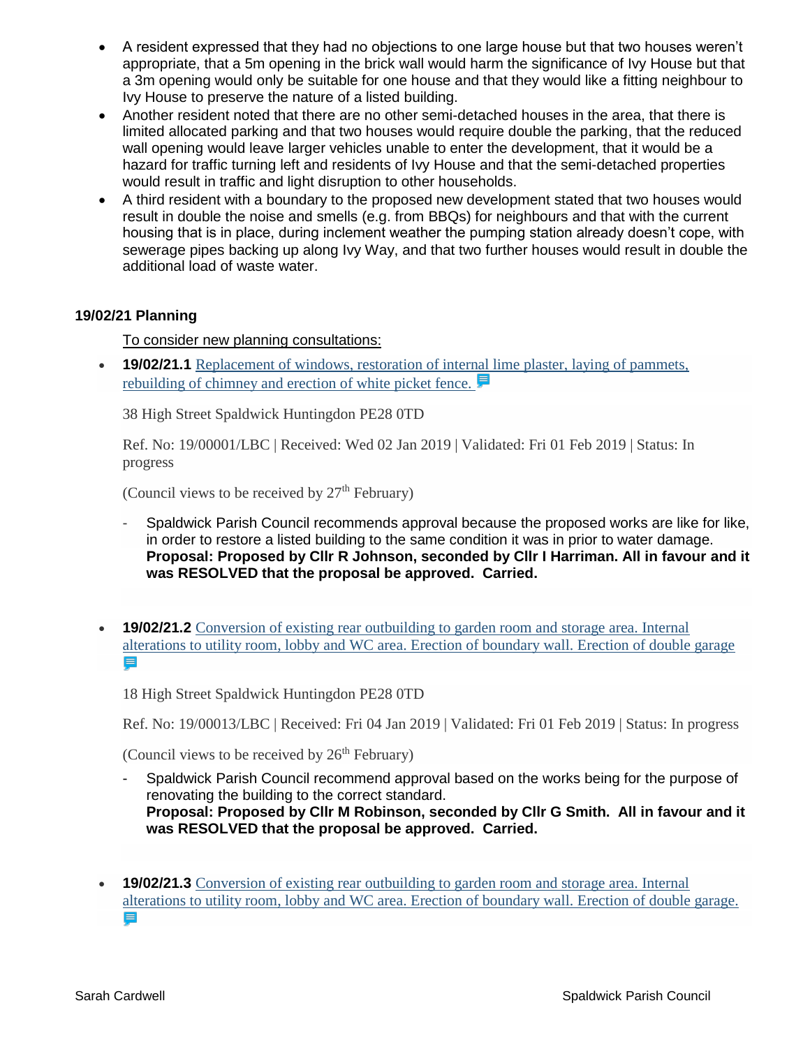- A resident expressed that they had no objections to one large house but that two houses weren't appropriate, that a 5m opening in the brick wall would harm the significance of Ivy House but that a 3m opening would only be suitable for one house and that they would like a fitting neighbour to Ivy House to preserve the nature of a listed building.
- Another resident noted that there are no other semi-detached houses in the area, that there is limited allocated parking and that two houses would require double the parking, that the reduced wall opening would leave larger vehicles unable to enter the development, that it would be a hazard for traffic turning left and residents of Ivy House and that the semi-detached properties would result in traffic and light disruption to other households.
- A third resident with a boundary to the proposed new development stated that two houses would result in double the noise and smells (e.g. from BBQs) for neighbours and that with the current housing that is in place, during inclement weather the pumping station already doesn't cope, with sewerage pipes backing up along Ivy Way, and that two further houses would result in double the additional load of waste water.

**19/02/21 Planning**

To consider new planning consultations:

- **19/02/21.1** Replacement of windows, restoration of internal lime plaster, laying of pammets, rebuilding of chimney and erection of white picket fence.

  38 High Street Spaldwick Huntingdon PE28 0TD

  Ref. No: 19/00001/LBC | Received: Wed 02 Jan 2019 | Validated: Fri 01 Feb 2019 | Status: In progress

  (Council views to be received by 27th February)

  - Spaldwick Parish Council recommends approval because the proposed works are like for like, in order to restore a listed building to the same condition it was in prior to water damage. **Proposal: Proposed by Cllr R Johnson, seconded by Cllr I Harriman. All in favour and it was RESOLVED that the proposal be approved. Carried.**

- **19/02/21.2** Conversion of existing rear outbuilding to garden room and storage area. Internal alterations to utility room, lobby and WC area. Erection of boundary wall. Erection of double garage

  18 High Street Spaldwick Huntingdon PE28 0TD

  Ref. No: 19/00013/LBC | Received: Fri 04 Jan 2019 | Validated: Fri 01 Feb 2019 | Status: In progress

  (Council views to be received by 26th February)

  - Spaldwick Parish Council recommend approval based on the works being for the purpose of renovating the building to the correct standard. **Proposal: Proposed by Cllr M Robinson, seconded by Cllr G Smith. All in favour and it was RESOLVED that the proposal be approved. Carried.**

- **19/02/21.3** Conversion of existing rear outbuilding to garden room and storage area. Internal alterations to utility room, lobby and WC area. Erection of boundary wall. Erection of double garage.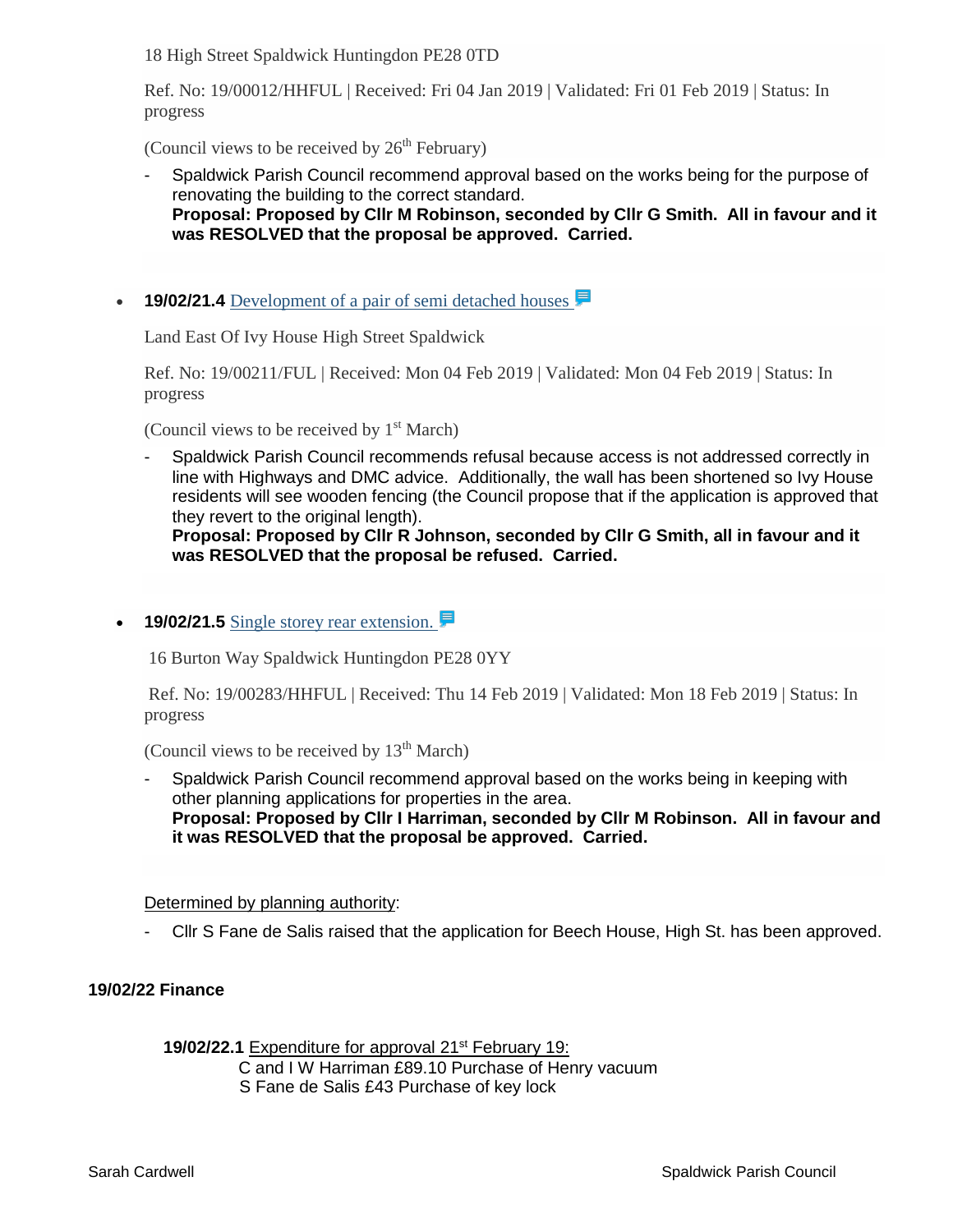18 High Street Spaldwick Huntingdon PE28 0TD

Ref. No: 19/00012/HHFUL | Received: Fri 04 Jan 2019 | Validated: Fri 01 Feb 2019 | Status: In progress

(Council views to be received by 26th February)

- Spaldwick Parish Council recommend approval based on the works being for the purpose of renovating the building to the correct standard.
  **Proposal: Proposed by Cllr M Robinson, seconded by Cllr G Smith. All in favour and it was RESOLVED that the proposal be approved. Carried.**

- **19/02/21.4** Development of a pair of semi detached houses

Land East Of Ivy House High Street Spaldwick

Ref. No: 19/00211/FUL | Received: Mon 04 Feb 2019 | Validated: Mon 04 Feb 2019 | Status: In progress

(Council views to be received by 1st March)

- Spaldwick Parish Council recommends refusal because access is not addressed correctly in line with Highways and DMC advice. Additionally, the wall has been shortened so Ivy House residents will see wooden fencing (the Council propose that if the application is approved that they revert to the original length).
  **Proposal: Proposed by Cllr R Johnson, seconded by Cllr G Smith, all in favour and it was RESOLVED that the proposal be refused. Carried.**

- **19/02/21.5** Single storey rear extension.

16 Burton Way Spaldwick Huntingdon PE28 0YY

Ref. No: 19/00283/HHFUL | Received: Thu 14 Feb 2019 | Validated: Mon 18 Feb 2019 | Status: In progress

(Council views to be received by 13th March)

- Spaldwick Parish Council recommend approval based on the works being in keeping with other planning applications for properties in the area.
  **Proposal: Proposed by Cllr I Harriman, seconded by Cllr M Robinson. All in favour and it was RESOLVED that the proposal be approved. Carried.**

Determined by planning authority:

- Cllr S Fane de Salis raised that the application for Beech House, High St. has been approved.

**19/02/22 Finance**

**19/02/22.1** Expenditure for approval 21st February 19:
C and I W Harriman £89.10 Purchase of Henry vacuum
S Fane de Salis £43 Purchase of key lock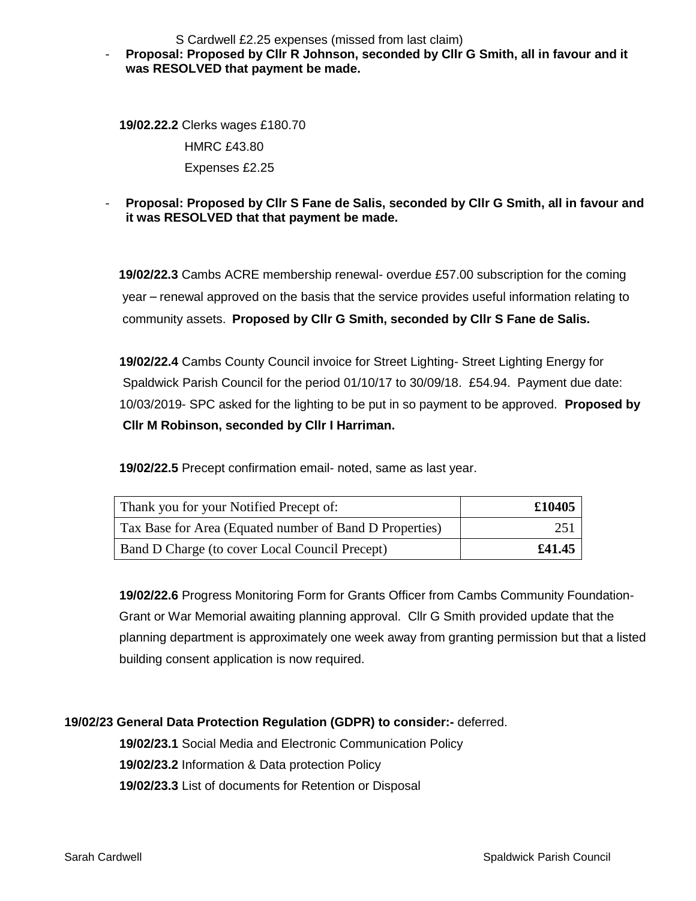S Cardwell £2.25 expenses (missed from last claim)

- **Proposal: Proposed by Cllr R Johnson, seconded by Cllr G Smith, all in favour and it was RESOLVED that payment be made.**

**19/02.22.2** Clerks wages £180.70

HMRC £43.80

Expenses £2.25

- **Proposal: Proposed by Cllr S Fane de Salis, seconded by Cllr G Smith, all in favour and it was RESOLVED that that payment be made.**

**19/02/22.3** Cambs ACRE membership renewal- overdue £57.00 subscription for the coming year – renewal approved on the basis that the service provides useful information relating to community assets. **Proposed by Cllr G Smith, seconded by Cllr S Fane de Salis.**

**19/02/22.4** Cambs County Council invoice for Street Lighting- Street Lighting Energy for Spaldwick Parish Council for the period 01/10/17 to 30/09/18. £54.94. Payment due date: 10/03/2019- SPC asked for the lighting to be put in so payment to be approved. **Proposed by Cllr M Robinson, seconded by Cllr I Harriman.**

**19/02/22.5** Precept confirmation email- noted, same as last year.

| Thank you for your Notified Precept of: | **£10405** |
|---|---|
| Tax Base for Area (Equated number of Band D Properties) | 251 |
| Band D Charge (to cover Local Council Precept) | **£41.45** |

**19/02/22.6** Progress Monitoring Form for Grants Officer from Cambs Community Foundation- Grant or War Memorial awaiting planning approval. Cllr G Smith provided update that the planning department is approximately one week away from granting permission but that a listed building consent application is now required.

**19/02/23 General Data Protection Regulation (GDPR) to consider:-** deferred.

**19/02/23.1** Social Media and Electronic Communication Policy

**19/02/23.2** Information & Data protection Policy

**19/02/23.3** List of documents for Retention or Disposal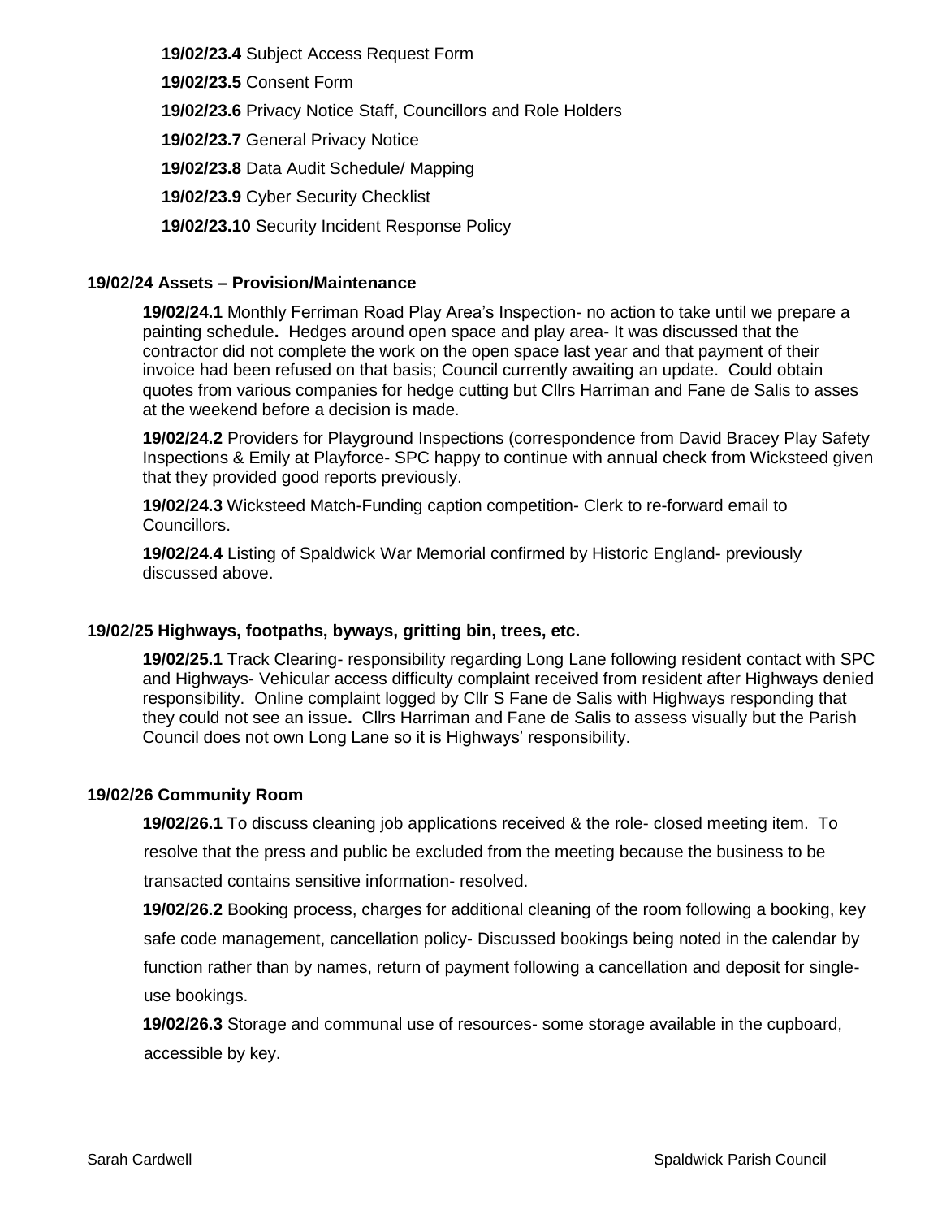**19/02/23.4** Subject Access Request Form

**19/02/23.5** Consent Form

**19/02/23.6** Privacy Notice Staff, Councillors and Role Holders

**19/02/23.7** General Privacy Notice

**19/02/23.8** Data Audit Schedule/ Mapping

**19/02/23.9** Cyber Security Checklist

**19/02/23.10** Security Incident Response Policy

**19/02/24 Assets – Provision/Maintenance**

**19/02/24.1** Monthly Ferriman Road Play Area's Inspection- no action to take until we prepare a painting schedule**.** Hedges around open space and play area- It was discussed that the contractor did not complete the work on the open space last year and that payment of their invoice had been refused on that basis; Council currently awaiting an update. Could obtain quotes from various companies for hedge cutting but Cllrs Harriman and Fane de Salis to asses at the weekend before a decision is made.

**19/02/24.2** Providers for Playground Inspections (correspondence from David Bracey Play Safety Inspections & Emily at Playforce- SPC happy to continue with annual check from Wicksteed given that they provided good reports previously.

**19/02/24.3** Wicksteed Match-Funding caption competition- Clerk to re-forward email to Councillors.

**19/02/24.4** Listing of Spaldwick War Memorial confirmed by Historic England- previously discussed above.

**19/02/25 Highways, footpaths, byways, gritting bin, trees, etc.**

**19/02/25.1** Track Clearing- responsibility regarding Long Lane following resident contact with SPC and Highways- Vehicular access difficulty complaint received from resident after Highways denied responsibility. Online complaint logged by Cllr S Fane de Salis with Highways responding that they could not see an issue**.** Cllrs Harriman and Fane de Salis to assess visually but the Parish Council does not own Long Lane so it is Highways' responsibility.

**19/02/26 Community Room**

**19/02/26.1** To discuss cleaning job applications received & the role- closed meeting item. To resolve that the press and public be excluded from the meeting because the business to be transacted contains sensitive information- resolved.

**19/02/26.2** Booking process, charges for additional cleaning of the room following a booking, key safe code management, cancellation policy- Discussed bookings being noted in the calendar by function rather than by names, return of payment following a cancellation and deposit for single-use bookings.

**19/02/26.3** Storage and communal use of resources- some storage available in the cupboard, accessible by key.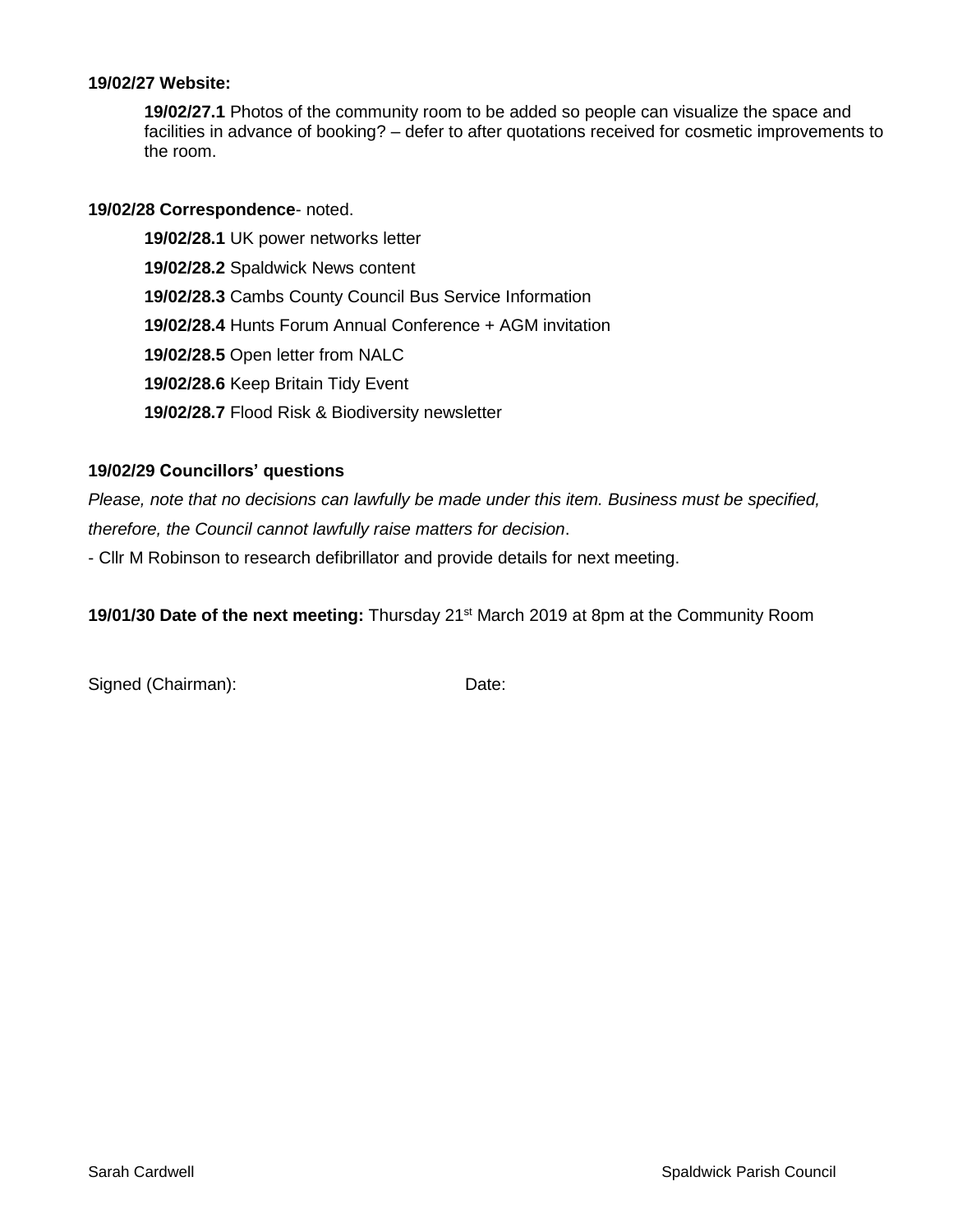**19/02/27 Website:**

**19/02/27.1** Photos of the community room to be added so people can visualize the space and facilities in advance of booking? – defer to after quotations received for cosmetic improvements to the room.

**19/02/28 Correspondence**- noted.

**19/02/28.1** UK power networks letter

**19/02/28.2** Spaldwick News content

**19/02/28.3** Cambs County Council Bus Service Information

**19/02/28.4** Hunts Forum Annual Conference + AGM invitation

**19/02/28.5** Open letter from NALC

**19/02/28.6** Keep Britain Tidy Event

**19/02/28.7** Flood Risk & Biodiversity newsletter

**19/02/29 Councillors' questions**

*Please, note that no decisions can lawfully be made under this item. Business must be specified, therefore, the Council cannot lawfully raise matters for decision*.

- Cllr M Robinson to research defibrillator and provide details for next meeting.

**19/01/30 Date of the next meeting:** Thursday 21st March 2019 at 8pm at the Community Room

Signed (Chairman): Date: